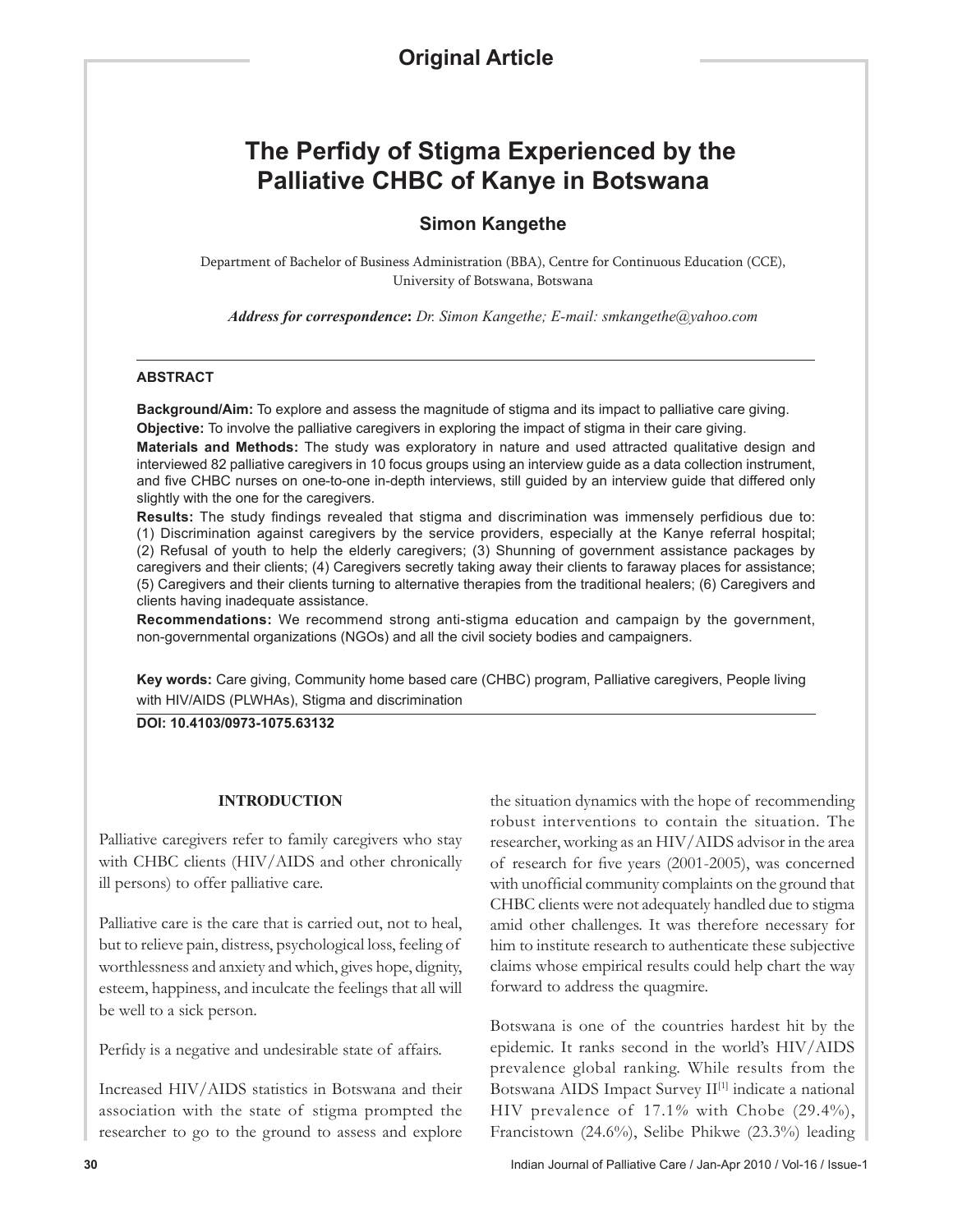Original Article

# The Perfidy of Stigma Experienced by the Palliative CHBC of Kanye in Botswana

**Simon Kangethe**

Department of Bachelor of Business Administration (BBA), Centre for Continuous Education (CCE), University of Botswana, Botswana

***Address for correspondence*:** *Dr. Simon Kangethe; E-mail: smkangethe@yahoo.com*

## ABSTRACT

**Background/Aim:** To explore and assess the magnitude of stigma and its impact to palliative care giving.

**Objective:** To involve the palliative caregivers in exploring the impact of stigma in their care giving.

**Materials and Methods:** The study was exploratory in nature and used attracted qualitative design and interviewed 82 palliative caregivers in 10 focus groups using an interview guide as a data collection instrument, and five CHBC nurses on one-to-one in-depth interviews, still guided by an interview guide that differed only slightly with the one for the caregivers.

**Results:** The study findings revealed that stigma and discrimination was immensely perfidious due to: (1) Discrimination against caregivers by the service providers, especially at the Kanye referral hospital; (2) Refusal of youth to help the elderly caregivers; (3) Shunning of government assistance packages by caregivers and their clients; (4) Caregivers secretly taking away their clients to faraway places for assistance; (5) Caregivers and their clients turning to alternative therapies from the traditional healers; (6) Caregivers and clients having inadequate assistance.

**Recommendations:** We recommend strong anti-stigma education and campaign by the government, non-governmental organizations (NGOs) and all the civil society bodies and campaigners.

**Key words:** Care giving, Community home based care (CHBC) program, Palliative caregivers, People living with HIV/AIDS (PLWHAs), Stigma and discrimination

**DOI: 10.4103/0973-1075.63132**

## INTRODUCTION

Palliative caregivers refer to family caregivers who stay with CHBC clients (HIV/AIDS and other chronically ill persons) to offer palliative care.

Palliative care is the care that is carried out, not to heal, but to relieve pain, distress, psychological loss, feeling of worthlessness and anxiety and which, gives hope, dignity, esteem, happiness, and inculcate the feelings that all will be well to a sick person.

Perfidy is a negative and undesirable state of affairs.

Increased HIV/AIDS statistics in Botswana and their association with the state of stigma prompted the researcher to go to the ground to assess and explore the situation dynamics with the hope of recommending robust interventions to contain the situation. The researcher, working as an HIV/AIDS advisor in the area of research for five years (2001-2005), was concerned with unofficial community complaints on the ground that CHBC clients were not adequately handled due to stigma amid other challenges. It was therefore necessary for him to institute research to authenticate these subjective claims whose empirical results could help chart the way forward to address the quagmire.

Botswana is one of the countries hardest hit by the epidemic. It ranks second in the world's HIV/AIDS prevalence global ranking. While results from the Botswana AIDS Impact Survey II[1] indicate a national HIV prevalence of 17.1% with Chobe (29.4%), Francistown (24.6%), Selibe Phikwe (23.3%) leading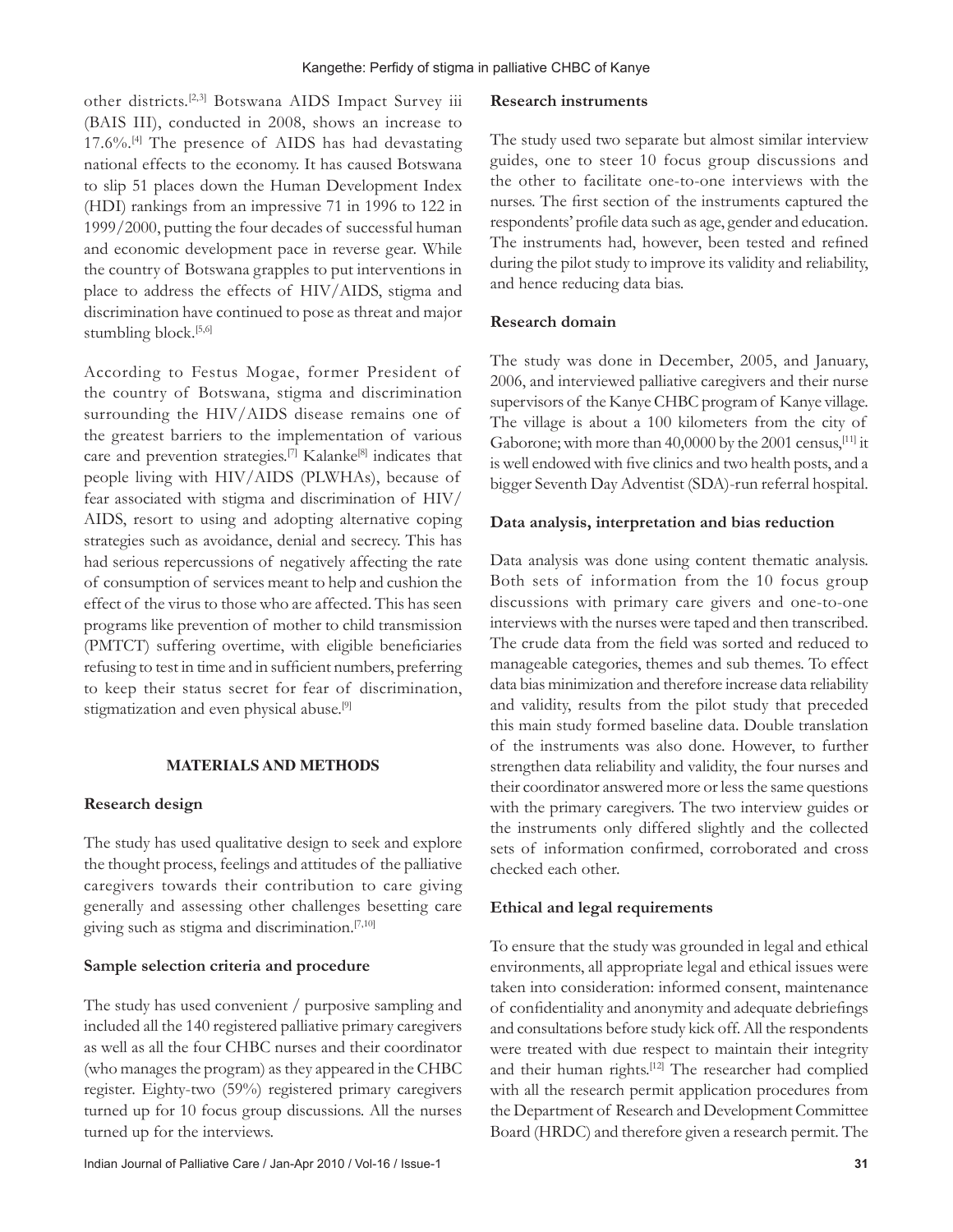other districts.[2,3] Botswana AIDS Impact Survey iii (BAIS III), conducted in 2008, shows an increase to 17.6%.[4] The presence of AIDS has had devastating national effects to the economy. It has caused Botswana to slip 51 places down the Human Development Index (HDI) rankings from an impressive 71 in 1996 to 122 in 1999/2000, putting the four decades of successful human and economic development pace in reverse gear. While the country of Botswana grapples to put interventions in place to address the effects of HIV/AIDS, stigma and discrimination have continued to pose as threat and major stumbling block.[5,6]

According to Festus Mogae, former President of the country of Botswana, stigma and discrimination surrounding the HIV/AIDS disease remains one of the greatest barriers to the implementation of various care and prevention strategies.[7] Kalanke[8] indicates that people living with HIV/AIDS (PLWHAs), because of fear associated with stigma and discrimination of HIV/AIDS, resort to using and adopting alternative coping strategies such as avoidance, denial and secrecy. This has had serious repercussions of negatively affecting the rate of consumption of services meant to help and cushion the effect of the virus to those who are affected. This has seen programs like prevention of mother to child transmission (PMTCT) suffering overtime, with eligible beneficiaries refusing to test in time and in sufficient numbers, preferring to keep their status secret for fear of discrimination, stigmatization and even physical abuse.[9]

## MATERIALS AND METHODS

### Research design

The study has used qualitative design to seek and explore the thought process, feelings and attitudes of the palliative caregivers towards their contribution to care giving generally and assessing other challenges besetting care giving such as stigma and discrimination.[7,10]

### Sample selection criteria and procedure

The study has used convenient / purposive sampling and included all the 140 registered palliative primary caregivers as well as all the four CHBC nurses and their coordinator (who manages the program) as they appeared in the CHBC register. Eighty-two (59%) registered primary caregivers turned up for 10 focus group discussions. All the nurses turned up for the interviews.

### Research instruments

The study used two separate but almost similar interview guides, one to steer 10 focus group discussions and the other to facilitate one-to-one interviews with the nurses. The first section of the instruments captured the respondents' profile data such as age, gender and education. The instruments had, however, been tested and refined during the pilot study to improve its validity and reliability, and hence reducing data bias.

### Research domain

The study was done in December, 2005, and January, 2006, and interviewed palliative caregivers and their nurse supervisors of the Kanye CHBC program of Kanye village. The village is about a 100 kilometers from the city of Gaborone; with more than 40,0000 by the 2001 census,[11] it is well endowed with five clinics and two health posts, and a bigger Seventh Day Adventist (SDA)-run referral hospital.

### Data analysis, interpretation and bias reduction

Data analysis was done using content thematic analysis. Both sets of information from the 10 focus group discussions with primary care givers and one-to-one interviews with the nurses were taped and then transcribed. The crude data from the field was sorted and reduced to manageable categories, themes and sub themes. To effect data bias minimization and therefore increase data reliability and validity, results from the pilot study that preceded this main study formed baseline data. Double translation of the instruments was also done. However, to further strengthen data reliability and validity, the four nurses and their coordinator answered more or less the same questions with the primary caregivers. The two interview guides or the instruments only differed slightly and the collected sets of information confirmed, corroborated and cross checked each other.

### Ethical and legal requirements

To ensure that the study was grounded in legal and ethical environments, all appropriate legal and ethical issues were taken into consideration: informed consent, maintenance of confidentiality and anonymity and adequate debriefings and consultations before study kick off. All the respondents were treated with due respect to maintain their integrity and their human rights.[12] The researcher had complied with all the research permit application procedures from the Department of Research and Development Committee Board (HRDC) and therefore given a research permit. The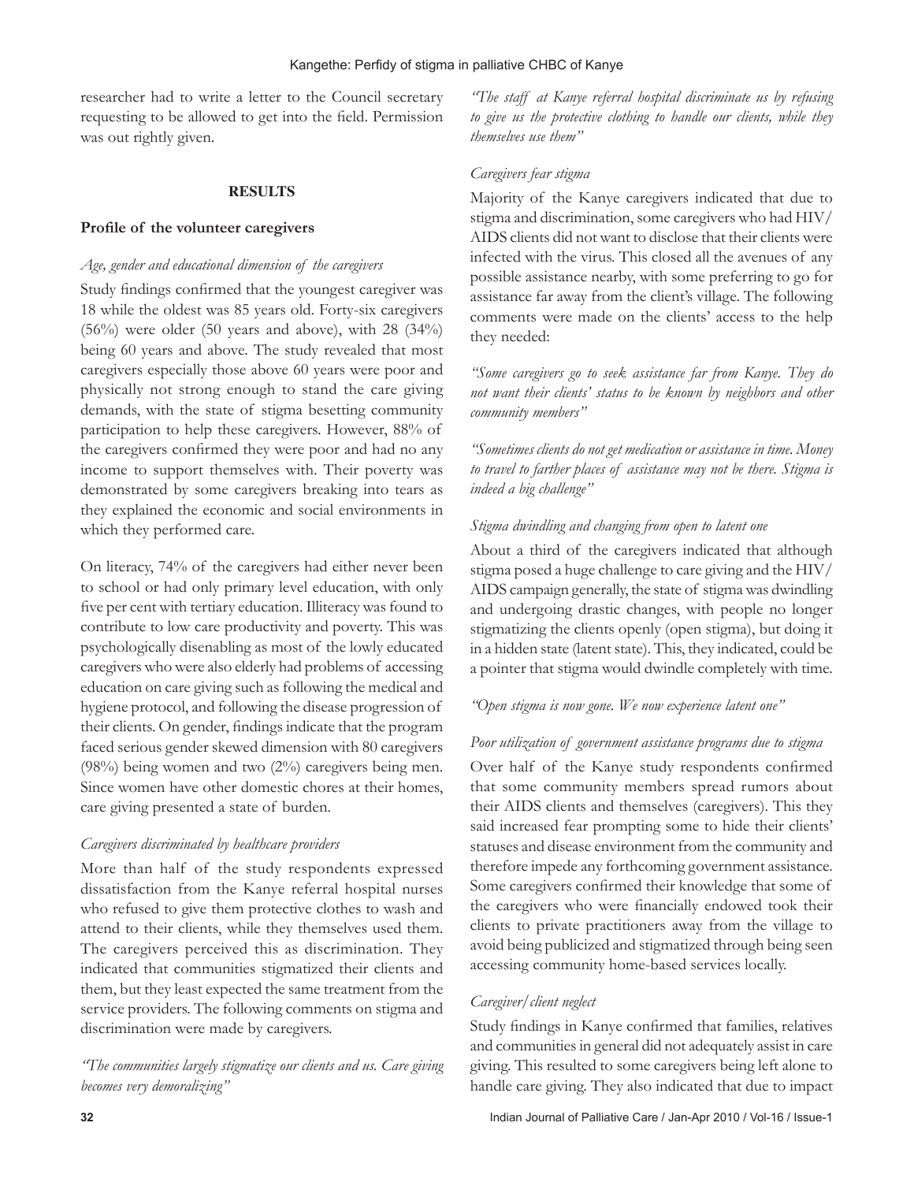researcher had to write a letter to the Council secretary requesting to be allowed to get into the field. Permission was out rightly given.

## RESULTS

### Profile of the volunteer caregivers

*Age, gender and educational dimension of the caregivers*

Study findings confirmed that the youngest caregiver was 18 while the oldest was 85 years old. Forty-six caregivers (56%) were older (50 years and above), with 28 (34%) being 60 years and above. The study revealed that most caregivers especially those above 60 years were poor and physically not strong enough to stand the care giving demands, with the state of stigma besetting community participation to help these caregivers. However, 88% of the caregivers confirmed they were poor and had no any income to support themselves with. Their poverty was demonstrated by some caregivers breaking into tears as they explained the economic and social environments in which they performed care.

On literacy, 74% of the caregivers had either never been to school or had only primary level education, with only five per cent with tertiary education. Illiteracy was found to contribute to low care productivity and poverty. This was psychologically disenabling as most of the lowly educated caregivers who were also elderly had problems of accessing education on care giving such as following the medical and hygiene protocol, and following the disease progression of their clients. On gender, findings indicate that the program faced serious gender skewed dimension with 80 caregivers (98%) being women and two (2%) caregivers being men. Since women have other domestic chores at their homes, care giving presented a state of burden.

*Caregivers discriminated by healthcare providers*

More than half of the study respondents expressed dissatisfaction from the Kanye referral hospital nurses who refused to give them protective clothes to wash and attend to their clients, while they themselves used them. The caregivers perceived this as discrimination. They indicated that communities stigmatized their clients and them, but they least expected the same treatment from the service providers. The following comments on stigma and discrimination were made by caregivers.

*"The communities largely stigmatize our clients and us. Care giving becomes very demoralizing"*

*"The staff at Kanye referral hospital discriminate us by refusing to give us the protective clothing to handle our clients, while they themselves use them"*

*Caregivers fear stigma*

Majority of the Kanye caregivers indicated that due to stigma and discrimination, some caregivers who had HIV/AIDS clients did not want to disclose that their clients were infected with the virus. This closed all the avenues of any possible assistance nearby, with some preferring to go for assistance far away from the client's village. The following comments were made on the clients' access to the help they needed:

*"Some caregivers go to seek assistance far from Kanye. They do not want their clients' status to be known by neighbors and other community members"*

*"Sometimes clients do not get medication or assistance in time. Money to travel to farther places of assistance may not be there. Stigma is indeed a big challenge"*

*Stigma dwindling and changing from open to latent one*

About a third of the caregivers indicated that although stigma posed a huge challenge to care giving and the HIV/AIDS campaign generally, the state of stigma was dwindling and undergoing drastic changes, with people no longer stigmatizing the clients openly (open stigma), but doing it in a hidden state (latent state). This, they indicated, could be a pointer that stigma would dwindle completely with time.

*"Open stigma is now gone. We now experience latent one"*

*Poor utilization of government assistance programs due to stigma*

Over half of the Kanye study respondents confirmed that some community members spread rumors about their AIDS clients and themselves (caregivers). This they said increased fear prompting some to hide their clients' statuses and disease environment from the community and therefore impede any forthcoming government assistance. Some caregivers confirmed their knowledge that some of the caregivers who were financially endowed took their clients to private practitioners away from the village to avoid being publicized and stigmatized through being seen accessing community home-based services locally.

*Caregiver/client neglect*

Study findings in Kanye confirmed that families, relatives and communities in general did not adequately assist in care giving. This resulted to some caregivers being left alone to handle care giving. They also indicated that due to impact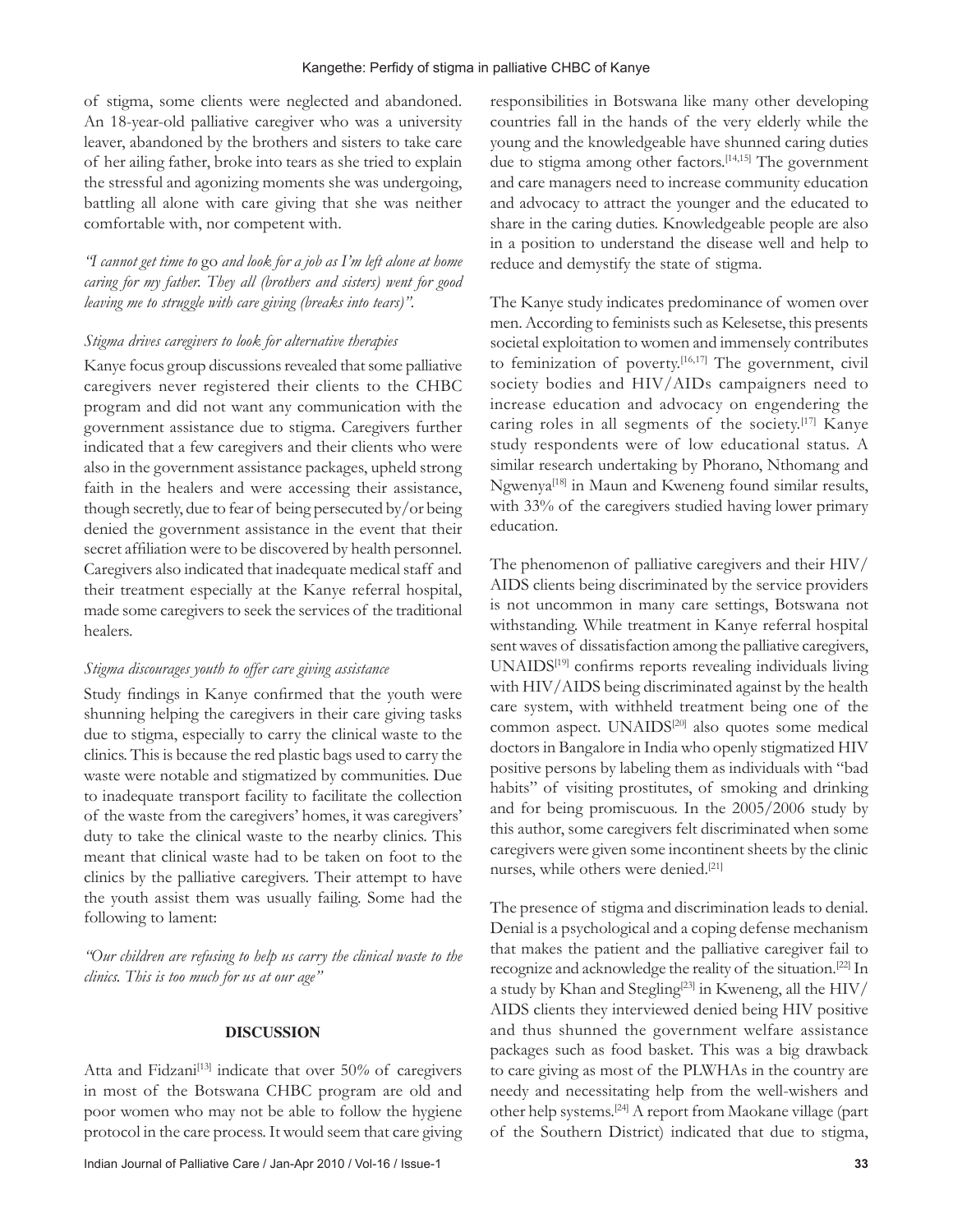of stigma, some clients were neglected and abandoned. An 18-year-old palliative caregiver who was a university leaver, abandoned by the brothers and sisters to take care of her ailing father, broke into tears as she tried to explain the stressful and agonizing moments she was undergoing, battling all alone with care giving that she was neither comfortable with, nor competent with.

*"I cannot get time to* go *and look for a job as I'm left alone at home caring for my father. They all (brothers and sisters) went for good leaving me to struggle with care giving (breaks into tears)".*

*Stigma drives caregivers to look for alternative therapies*

Kanye focus group discussions revealed that some palliative caregivers never registered their clients to the CHBC program and did not want any communication with the government assistance due to stigma. Caregivers further indicated that a few caregivers and their clients who were also in the government assistance packages, upheld strong faith in the healers and were accessing their assistance, though secretly, due to fear of being persecuted by/or being denied the government assistance in the event that their secret affiliation were to be discovered by health personnel. Caregivers also indicated that inadequate medical staff and their treatment especially at the Kanye referral hospital, made some caregivers to seek the services of the traditional healers.

*Stigma discourages youth to offer care giving assistance*

Study findings in Kanye confirmed that the youth were shunning helping the caregivers in their care giving tasks due to stigma, especially to carry the clinical waste to the clinics. This is because the red plastic bags used to carry the waste were notable and stigmatized by communities. Due to inadequate transport facility to facilitate the collection of the waste from the caregivers' homes, it was caregivers' duty to take the clinical waste to the nearby clinics. This meant that clinical waste had to be taken on foot to the clinics by the palliative caregivers. Their attempt to have the youth assist them was usually failing. Some had the following to lament:

*"Our children are refusing to help us carry the clinical waste to the clinics. This is too much for us at our age"*

## DISCUSSION

Atta and Fidzani[13] indicate that over 50% of caregivers in most of the Botswana CHBC program are old and poor women who may not be able to follow the hygiene protocol in the care process. It would seem that care giving responsibilities in Botswana like many other developing countries fall in the hands of the very elderly while the young and the knowledgeable have shunned caring duties due to stigma among other factors.[14,15] The government and care managers need to increase community education and advocacy to attract the younger and the educated to share in the caring duties. Knowledgeable people are also in a position to understand the disease well and help to reduce and demystify the state of stigma.

The Kanye study indicates predominance of women over men. According to feminists such as Kelesetse, this presents societal exploitation to women and immensely contributes to feminization of poverty.[16,17] The government, civil society bodies and HIV/AIDs campaigners need to increase education and advocacy on engendering the caring roles in all segments of the society.[17] Kanye study respondents were of low educational status. A similar research undertaking by Phorano, Nthomang and Ngwenya[18] in Maun and Kweneng found similar results, with 33% of the caregivers studied having lower primary education.

The phenomenon of palliative caregivers and their HIV/AIDS clients being discriminated by the service providers is not uncommon in many care settings, Botswana not withstanding. While treatment in Kanye referral hospital sent waves of dissatisfaction among the palliative caregivers, UNAIDS[19] confirms reports revealing individuals living with HIV/AIDS being discriminated against by the health care system, with withheld treatment being one of the common aspect. UNAIDS[20] also quotes some medical doctors in Bangalore in India who openly stigmatized HIV positive persons by labeling them as individuals with "bad habits" of visiting prostitutes, of smoking and drinking and for being promiscuous. In the 2005/2006 study by this author, some caregivers felt discriminated when some caregivers were given some incontinent sheets by the clinic nurses, while others were denied.[21]

The presence of stigma and discrimination leads to denial. Denial is a psychological and a coping defense mechanism that makes the patient and the palliative caregiver fail to recognize and acknowledge the reality of the situation.[22] In a study by Khan and Stegling[23] in Kweneng, all the HIV/AIDS clients they interviewed denied being HIV positive and thus shunned the government welfare assistance packages such as food basket. This was a big drawback to care giving as most of the PLWHAs in the country are needy and necessitating help from the well-wishers and other help systems.[24] A report from Maokane village (part of the Southern District) indicated that due to stigma,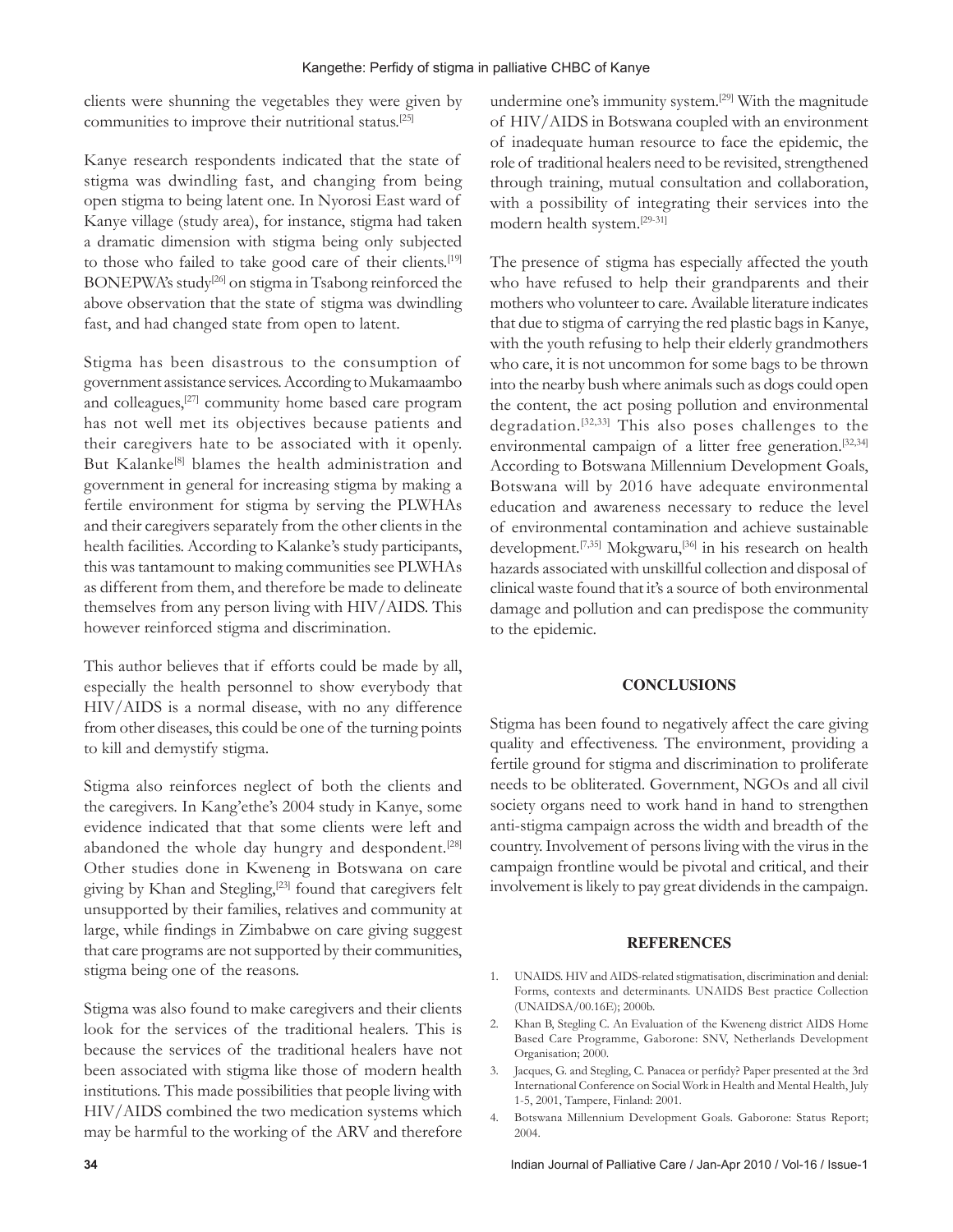clients were shunning the vegetables they were given by communities to improve their nutritional status.[25]

Kanye research respondents indicated that the state of stigma was dwindling fast, and changing from being open stigma to being latent one. In Nyorosi East ward of Kanye village (study area), for instance, stigma had taken a dramatic dimension with stigma being only subjected to those who failed to take good care of their clients.[19] BONEPWA's study[26] on stigma in Tsabong reinforced the above observation that the state of stigma was dwindling fast, and had changed state from open to latent.

Stigma has been disastrous to the consumption of government assistance services. According to Mukamaambo and colleagues,[27] community home based care program has not well met its objectives because patients and their caregivers hate to be associated with it openly. But Kalanke[8] blames the health administration and government in general for increasing stigma by making a fertile environment for stigma by serving the PLWHAs and their caregivers separately from the other clients in the health facilities. According to Kalanke's study participants, this was tantamount to making communities see PLWHAs as different from them, and therefore be made to delineate themselves from any person living with HIV/AIDS. This however reinforced stigma and discrimination.

This author believes that if efforts could be made by all, especially the health personnel to show everybody that HIV/AIDS is a normal disease, with no any difference from other diseases, this could be one of the turning points to kill and demystify stigma.

Stigma also reinforces neglect of both the clients and the caregivers. In Kang'ethe's 2004 study in Kanye, some evidence indicated that that some clients were left and abandoned the whole day hungry and despondent.[28] Other studies done in Kweneng in Botswana on care giving by Khan and Stegling,[23] found that caregivers felt unsupported by their families, relatives and community at large, while findings in Zimbabwe on care giving suggest that care programs are not supported by their communities, stigma being one of the reasons.

Stigma was also found to make caregivers and their clients look for the services of the traditional healers. This is because the services of the traditional healers have not been associated with stigma like those of modern health institutions. This made possibilities that people living with HIV/AIDS combined the two medication systems which may be harmful to the working of the ARV and therefore undermine one's immunity system.[29] With the magnitude of HIV/AIDS in Botswana coupled with an environment of inadequate human resource to face the epidemic, the role of traditional healers need to be revisited, strengthened through training, mutual consultation and collaboration, with a possibility of integrating their services into the modern health system.[29-31]

The presence of stigma has especially affected the youth who have refused to help their grandparents and their mothers who volunteer to care. Available literature indicates that due to stigma of carrying the red plastic bags in Kanye, with the youth refusing to help their elderly grandmothers who care, it is not uncommon for some bags to be thrown into the nearby bush where animals such as dogs could open the content, the act posing pollution and environmental degradation.[32,33] This also poses challenges to the environmental campaign of a litter free generation.[32,34] According to Botswana Millennium Development Goals, Botswana will by 2016 have adequate environmental education and awareness necessary to reduce the level of environmental contamination and achieve sustainable development.[7,35] Mokgwaru,[36] in his research on health hazards associated with unskillful collection and disposal of clinical waste found that it's a source of both environmental damage and pollution and can predispose the community to the epidemic.

## CONCLUSIONS

Stigma has been found to negatively affect the care giving quality and effectiveness. The environment, providing a fertile ground for stigma and discrimination to proliferate needs to be obliterated. Government, NGOs and all civil society organs need to work hand in hand to strengthen anti-stigma campaign across the width and breadth of the country. Involvement of persons living with the virus in the campaign frontline would be pivotal and critical, and their involvement is likely to pay great dividends in the campaign.

## REFERENCES

1. UNAIDS. HIV and AIDS-related stigmatisation, discrimination and denial: Forms, contexts and determinants. UNAIDS Best practice Collection (UNAIDSA/00.16E); 2000b.
2. Khan B, Stegling C. An Evaluation of the Kweneng district AIDS Home Based Care Programme, Gaborone: SNV, Netherlands Development Organisation; 2000.
3. Jacques, G. and Stegling, C. Panacea or perfidy? Paper presented at the 3rd International Conference on Social Work in Health and Mental Health, July 1-5, 2001, Tampere, Finland: 2001.
4. Botswana Millennium Development Goals. Gaborone: Status Report; 2004.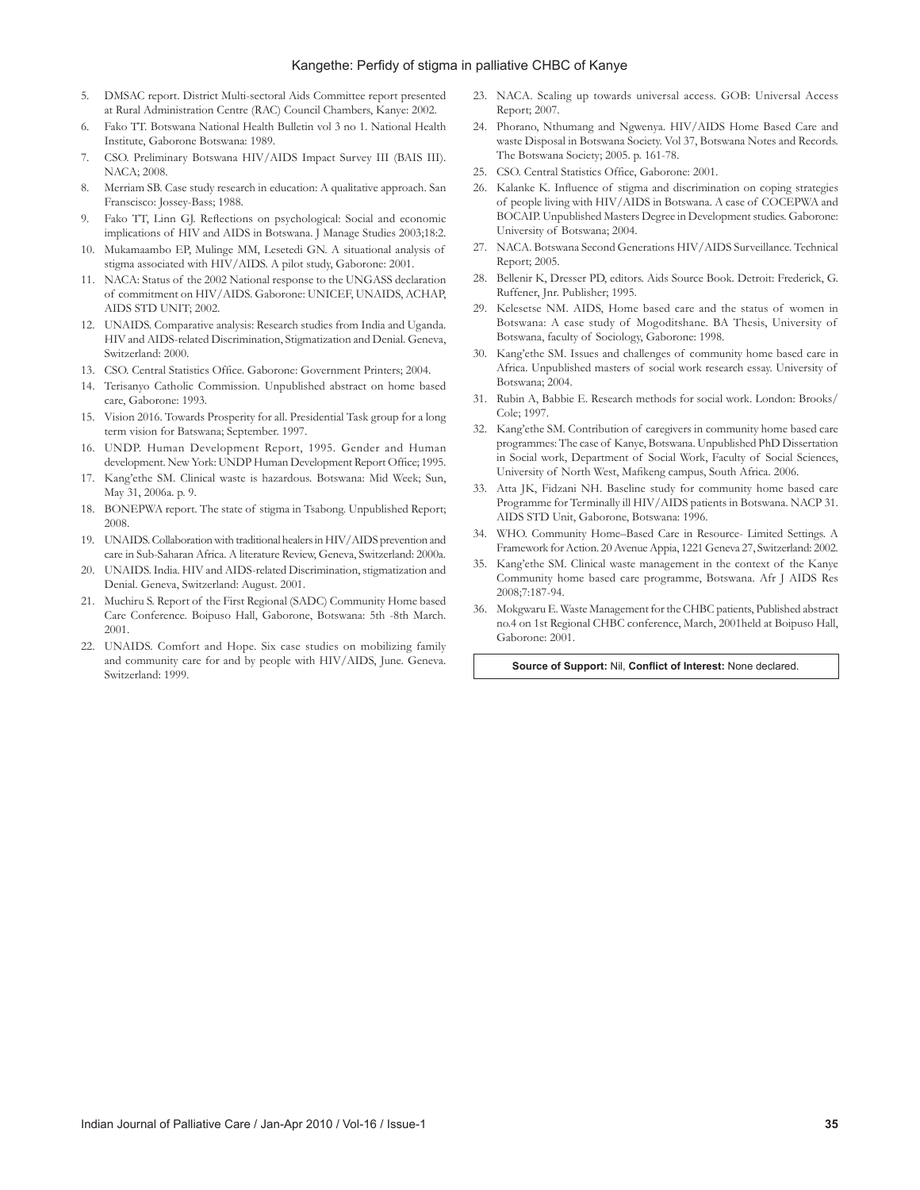5. DMSAC report. District Multi-sectoral Aids Committee report presented at Rural Administration Centre (RAC) Council Chambers, Kanye: 2002.
6. Fako TT. Botswana National Health Bulletin vol 3 no 1. National Health Institute, Gaborone Botswana: 1989.
7. CSO. Preliminary Botswana HIV/AIDS Impact Survey III (BAIS III). NACA; 2008.
8. Merriam SB. Case study research in education: A qualitative approach. San Franscisco: Jossey-Bass; 1988.
9. Fako TT, Linn GJ. Reflections on psychological: Social and economic implications of HIV and AIDS in Botswana. J Manage Studies 2003;18:2.
10. Mukamaambo EP, Mulinge MM, Lesetedi GN. A situational analysis of stigma associated with HIV/AIDS. A pilot study, Gaborone: 2001.
11. NACA: Status of the 2002 National response to the UNGASS declaration of commitment on HIV/AIDS. Gaborone: UNICEF, UNAIDS, ACHAP, AIDS STD UNIT; 2002.
12. UNAIDS. Comparative analysis: Research studies from India and Uganda. HIV and AIDS-related Discrimination, Stigmatization and Denial. Geneva, Switzerland: 2000.
13. CSO. Central Statistics Office. Gaborone: Government Printers; 2004.
14. Terisanyo Catholic Commission. Unpublished abstract on home based care, Gaborone: 1993.
15. Vision 2016. Towards Prosperity for all. Presidential Task group for a long term vision for Batswana; September. 1997.
16. UNDP. Human Development Report, 1995. Gender and Human development. New York: UNDP Human Development Report Office; 1995.
17. Kang'ethe SM. Clinical waste is hazardous. Botswana: Mid Week; Sun, May 31, 2006a. p. 9.
18. BONEPWA report. The state of stigma in Tsabong. Unpublished Report; 2008.
19. UNAIDS. Collaboration with traditional healers in HIV/AIDS prevention and care in Sub-Saharan Africa. A literature Review, Geneva, Switzerland: 2000a.
20. UNAIDS. India. HIV and AIDS-related Discrimination, stigmatization and Denial. Geneva, Switzerland: August. 2001.
21. Muchiru S. Report of the First Regional (SADC) Community Home based Care Conference. Boipuso Hall, Gaborone, Botswana: 5th -8th March. 2001.
22. UNAIDS. Comfort and Hope. Six case studies on mobilizing family and community care for and by people with HIV/AIDS, June. Geneva. Switzerland: 1999.
23. NACA. Scaling up towards universal access. GOB: Universal Access Report; 2007.
24. Phorano, Nthumang and Ngwenya. HIV/AIDS Home Based Care and waste Disposal in Botswana Society. Vol 37, Botswana Notes and Records. The Botswana Society; 2005. p. 161-78.
25. CSO. Central Statistics Office, Gaborone: 2001.
26. Kalanke K. Influence of stigma and discrimination on coping strategies of people living with HIV/AIDS in Botswana. A case of COCEPWA and BOCAIP. Unpublished Masters Degree in Development studies. Gaborone: University of Botswana; 2004.
27. NACA. Botswana Second Generations HIV/AIDS Surveillance. Technical Report; 2005.
28. Bellenir K, Dresser PD, editors. Aids Source Book. Detroit: Frederick, G. Ruffener, Jnr. Publisher; 1995.
29. Kelesetse NM. AIDS, Home based care and the status of women in Botswana: A case study of Mogoditshane. BA Thesis, University of Botswana, faculty of Sociology, Gaborone: 1998.
30. Kang'ethe SM. Issues and challenges of community home based care in Africa. Unpublished masters of social work research essay. University of Botswana; 2004.
31. Rubin A, Babbie E. Research methods for social work. London: Brooks/Cole; 1997.
32. Kang'ethe SM. Contribution of caregivers in community home based care programmes: The case of Kanye, Botswana. Unpublished PhD Dissertation in Social work, Department of Social Work, Faculty of Social Sciences, University of North West, Mafikeng campus, South Africa. 2006.
33. Atta JK, Fidzani NH. Baseline study for community home based care Programme for Terminally ill HIV/AIDS patients in Botswana. NACP 31. AIDS STD Unit, Gaborone, Botswana: 1996.
34. WHO. Community Home–Based Care in Resource- Limited Settings. A Framework for Action. 20 Avenue Appia, 1221 Geneva 27, Switzerland: 2002.
35. Kang'ethe SM. Clinical waste management in the context of the Kanye Community home based care programme, Botswana. Afr J AIDS Res 2008;7:187-94.
36. Mokgwaru E. Waste Management for the CHBC patients, Published abstract no.4 on 1st Regional CHBC conference, March, 2001held at Boipuso Hall, Gaborone: 2001.

**Source of Support:** Nil, **Conflict of Interest:** None declared.